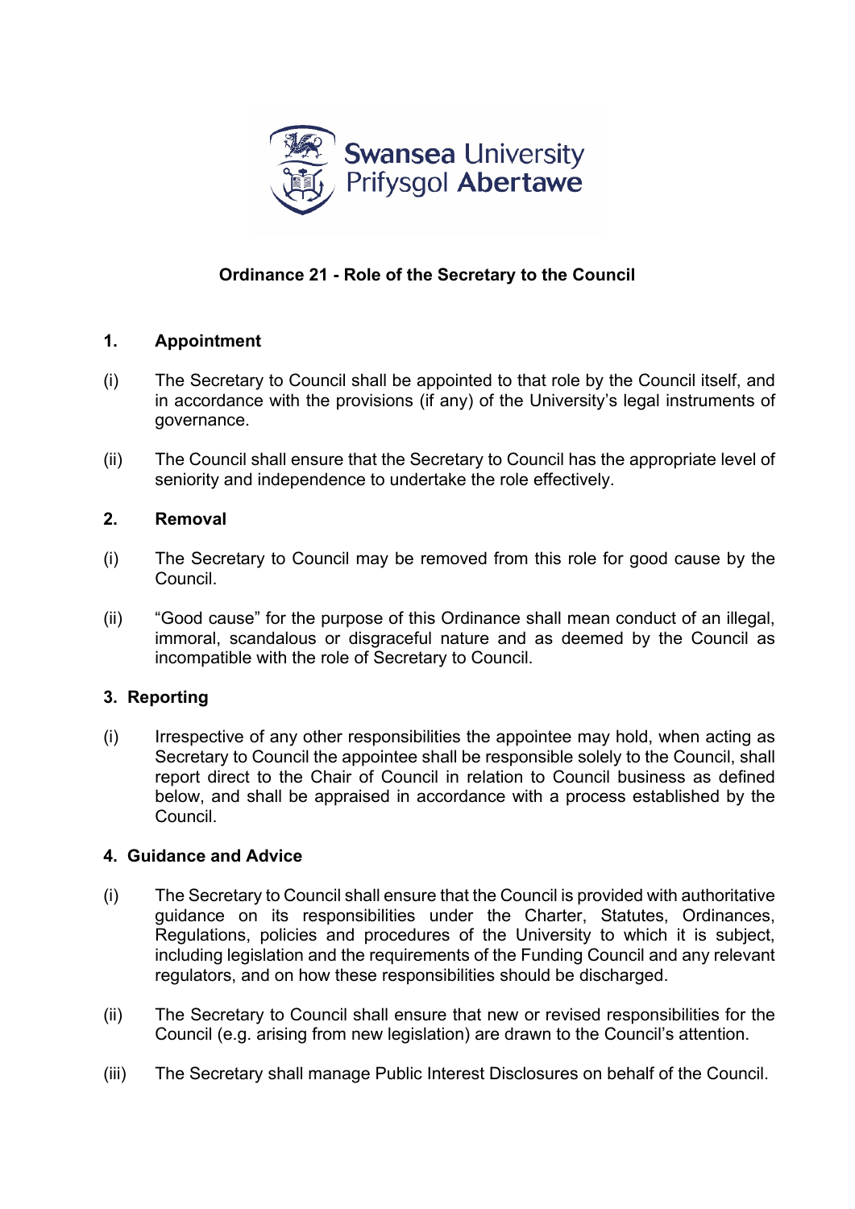**Ordinance 21 - Role of the Secretary to the Council**

## 1. Appointment

(i) The Secretary to Council shall be appointed to that role by the Council itself, and in accordance with the provisions (if any) of the University's legal instruments of governance.

(ii) The Council shall ensure that the Secretary to Council has the appropriate level of seniority and independence to undertake the role effectively.

## 2. Removal

(i) The Secretary to Council may be removed from this role for good cause by the Council.

(ii) "Good cause" for the purpose of this Ordinance shall mean conduct of an illegal, immoral, scandalous or disgraceful nature and as deemed by the Council as incompatible with the role of Secretary to Council.

## 3. Reporting

(i) Irrespective of any other responsibilities the appointee may hold, when acting as Secretary to Council the appointee shall be responsible solely to the Council, shall report direct to the Chair of Council in relation to Council business as defined below, and shall be appraised in accordance with a process established by the Council.

## 4. Guidance and Advice

(i) The Secretary to Council shall ensure that the Council is provided with authoritative guidance on its responsibilities under the Charter, Statutes, Ordinances, Regulations, policies and procedures of the University to which it is subject, including legislation and the requirements of the Funding Council and any relevant regulators, and on how these responsibilities should be discharged.

(ii) The Secretary to Council shall ensure that new or revised responsibilities for the Council (e.g. arising from new legislation) are drawn to the Council's attention.

(iii) The Secretary shall manage Public Interest Disclosures on behalf of the Council.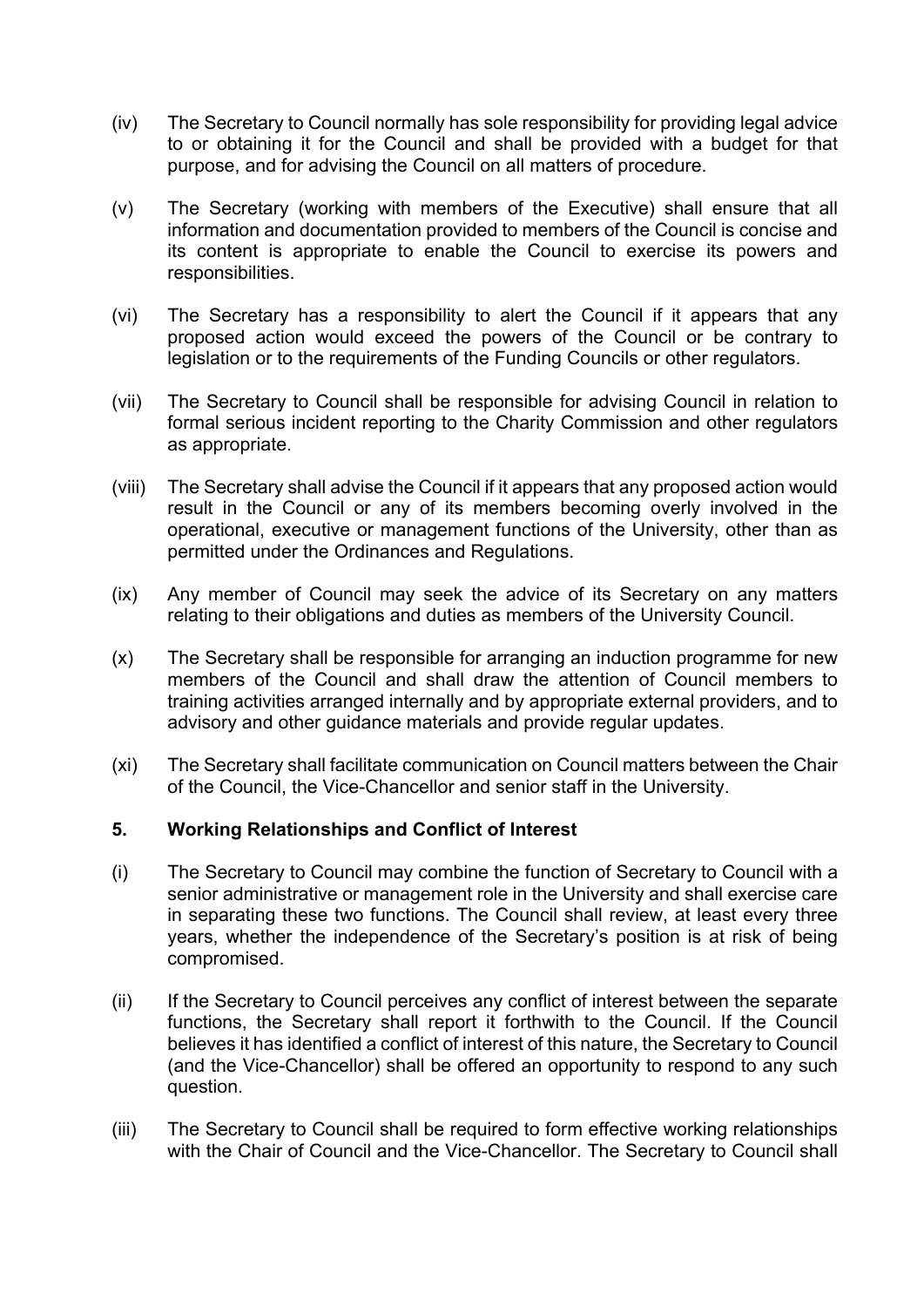(iv) The Secretary to Council normally has sole responsibility for providing legal advice to or obtaining it for the Council and shall be provided with a budget for that purpose, and for advising the Council on all matters of procedure.

(v) The Secretary (working with members of the Executive) shall ensure that all information and documentation provided to members of the Council is concise and its content is appropriate to enable the Council to exercise its powers and responsibilities.

(vi) The Secretary has a responsibility to alert the Council if it appears that any proposed action would exceed the powers of the Council or be contrary to legislation or to the requirements of the Funding Councils or other regulators.

(vii) The Secretary to Council shall be responsible for advising Council in relation to formal serious incident reporting to the Charity Commission and other regulators as appropriate.

(viii) The Secretary shall advise the Council if it appears that any proposed action would result in the Council or any of its members becoming overly involved in the operational, executive or management functions of the University, other than as permitted under the Ordinances and Regulations.

(ix) Any member of Council may seek the advice of its Secretary on any matters relating to their obligations and duties as members of the University Council.

(x) The Secretary shall be responsible for arranging an induction programme for new members of the Council and shall draw the attention of Council members to training activities arranged internally and by appropriate external providers, and to advisory and other guidance materials and provide regular updates.

(xi) The Secretary shall facilitate communication on Council matters between the Chair of the Council, the Vice-Chancellor and senior staff in the University.

## 5. Working Relationships and Conflict of Interest

(i) The Secretary to Council may combine the function of Secretary to Council with a senior administrative or management role in the University and shall exercise care in separating these two functions. The Council shall review, at least every three years, whether the independence of the Secretary's position is at risk of being compromised.

(ii) If the Secretary to Council perceives any conflict of interest between the separate functions, the Secretary shall report it forthwith to the Council. If the Council believes it has identified a conflict of interest of this nature, the Secretary to Council (and the Vice-Chancellor) shall be offered an opportunity to respond to any such question.

(iii) The Secretary to Council shall be required to form effective working relationships with the Chair of Council and the Vice-Chancellor. The Secretary to Council shall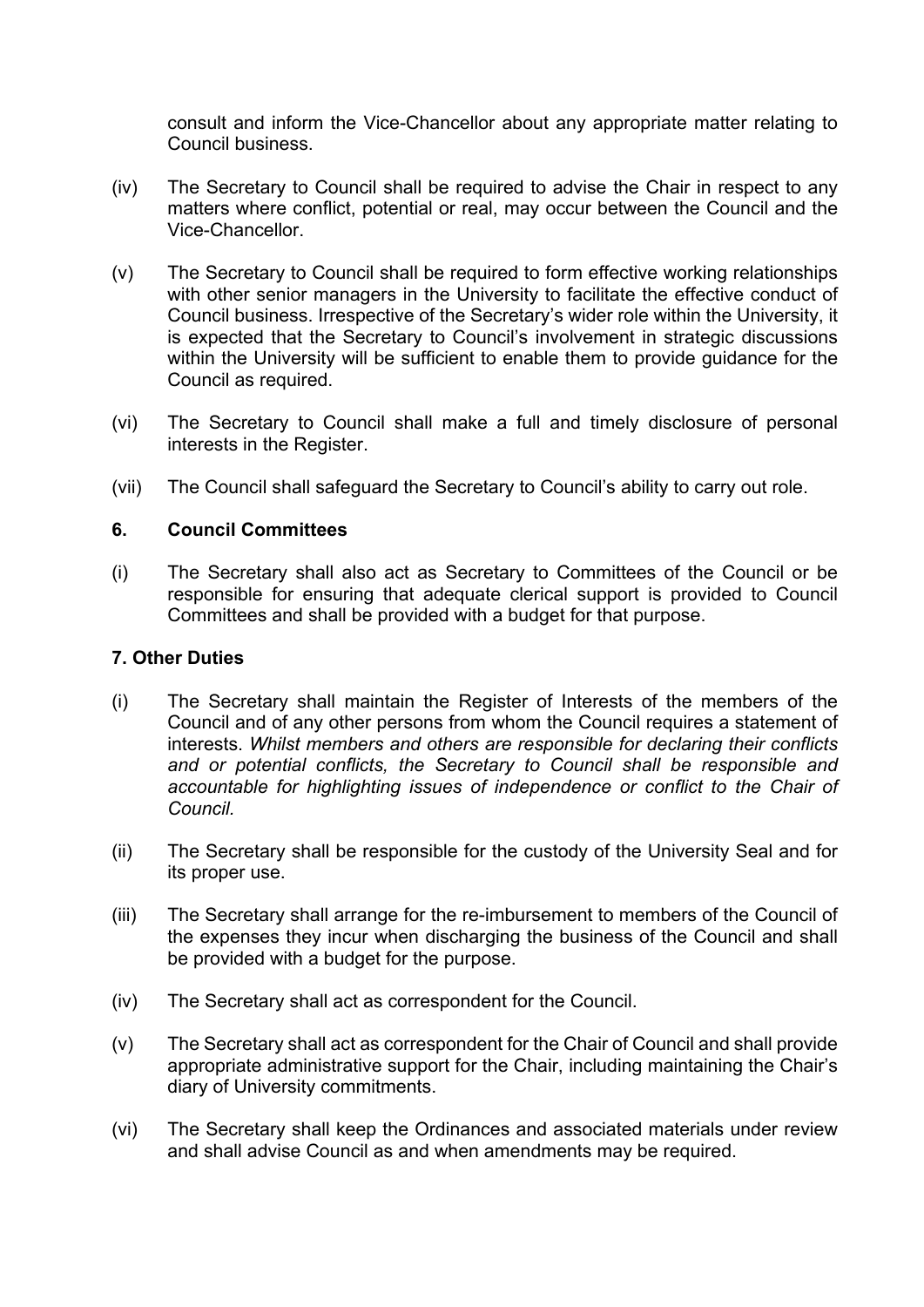consult and inform the Vice-Chancellor about any appropriate matter relating to Council business.

(iv) The Secretary to Council shall be required to advise the Chair in respect to any matters where conflict, potential or real, may occur between the Council and the Vice-Chancellor.

(v) The Secretary to Council shall be required to form effective working relationships with other senior managers in the University to facilitate the effective conduct of Council business. Irrespective of the Secretary's wider role within the University, it is expected that the Secretary to Council's involvement in strategic discussions within the University will be sufficient to enable them to provide guidance for the Council as required.

(vi) The Secretary to Council shall make a full and timely disclosure of personal interests in the Register.

(vii) The Council shall safeguard the Secretary to Council's ability to carry out role.

### 6. Council Committees

(i) The Secretary shall also act as Secretary to Committees of the Council or be responsible for ensuring that adequate clerical support is provided to Council Committees and shall be provided with a budget for that purpose.

### 7. Other Duties

(i) The Secretary shall maintain the Register of Interests of the members of the Council and of any other persons from whom the Council requires a statement of interests. *Whilst members and others are responsible for declaring their conflicts and or potential conflicts, the Secretary to Council shall be responsible and accountable for highlighting issues of independence or conflict to the Chair of Council.*

(ii) The Secretary shall be responsible for the custody of the University Seal and for its proper use.

(iii) The Secretary shall arrange for the re-imbursement to members of the Council of the expenses they incur when discharging the business of the Council and shall be provided with a budget for the purpose.

(iv) The Secretary shall act as correspondent for the Council.

(v) The Secretary shall act as correspondent for the Chair of Council and shall provide appropriate administrative support for the Chair, including maintaining the Chair's diary of University commitments.

(vi) The Secretary shall keep the Ordinances and associated materials under review and shall advise Council as and when amendments may be required.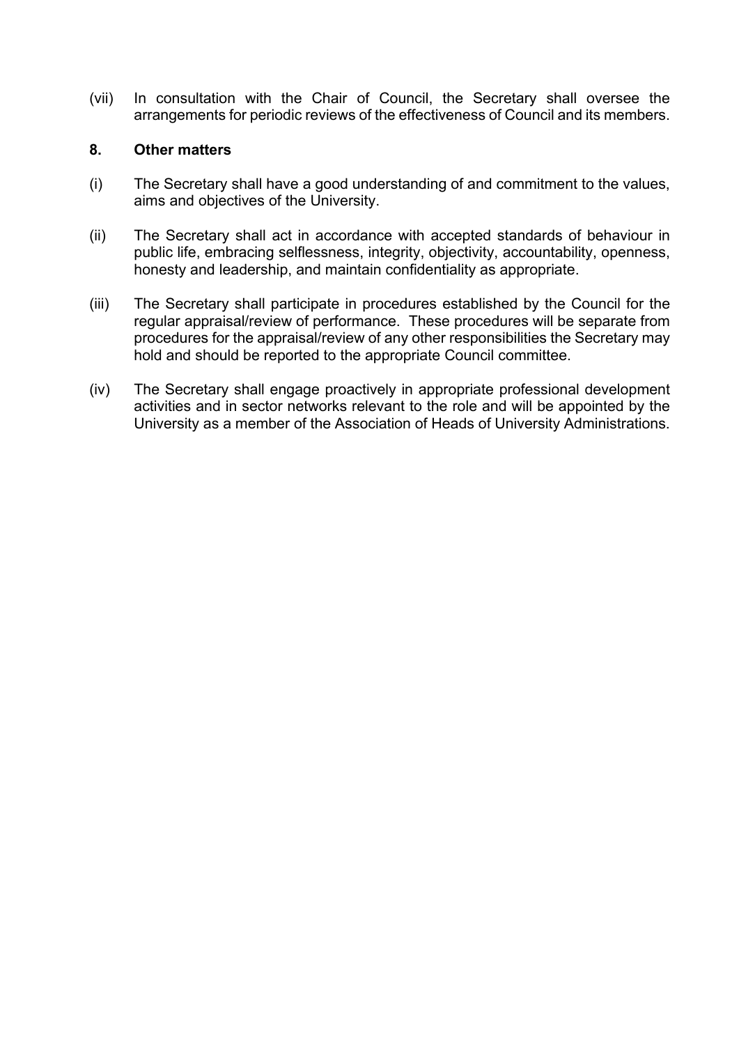(vii) In consultation with the Chair of Council, the Secretary shall oversee the arrangements for periodic reviews of the effectiveness of Council and its members.

## 8. Other matters

(i) The Secretary shall have a good understanding of and commitment to the values, aims and objectives of the University.

(ii) The Secretary shall act in accordance with accepted standards of behaviour in public life, embracing selflessness, integrity, objectivity, accountability, openness, honesty and leadership, and maintain confidentiality as appropriate.

(iii) The Secretary shall participate in procedures established by the Council for the regular appraisal/review of performance. These procedures will be separate from procedures for the appraisal/review of any other responsibilities the Secretary may hold and should be reported to the appropriate Council committee.

(iv) The Secretary shall engage proactively in appropriate professional development activities and in sector networks relevant to the role and will be appointed by the University as a member of the Association of Heads of University Administrations.